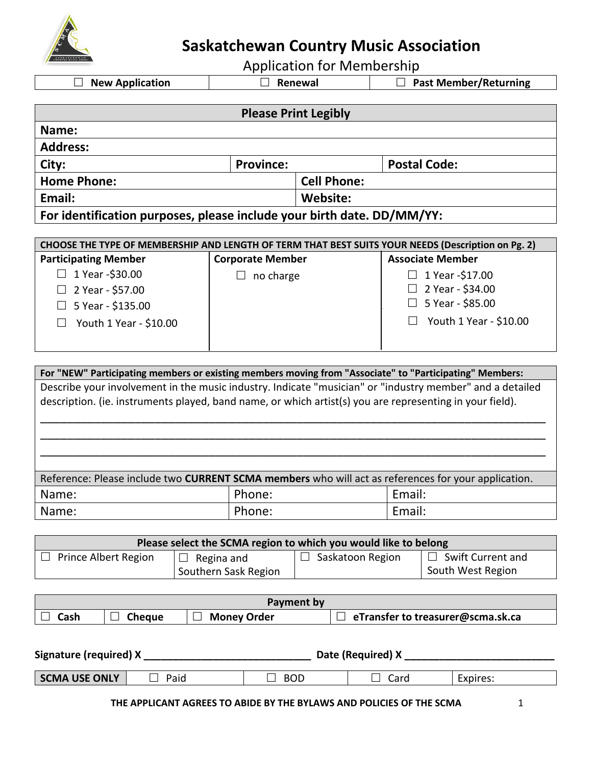# Saskatchewan Country Music Association

## Application for Membership

| ☐ New Application | ☐ Renewal | ☐ Past Member/Returning |
|---|---|---|

| **Please Print Legibly** | | |
|---|---|---|
| **Name:** | | |
| **Address:** | | |
| **City:** | **Province:** | **Postal Code:** |
| **Home Phone:** | **Cell Phone:** | |
| **Email:** | **Website:** | |
| **For identification purposes, please include your birth date. DD/MM/YY:** | | |

| **CHOOSE THE TYPE OF MEMBERSHIP AND LENGTH OF TERM THAT BEST SUITS YOUR NEEDS (Description on Pg. 2)** | | |
|---|---|---|
| **Participating Member** | **Corporate Member** | **Associate Member** |
| ☐ 1 Year -$30.00 | ☐ no charge | ☐ 1 Year -$17.00 |
| ☐ 2 Year - $57.00 | | ☐ 2 Year - $34.00 |
| ☐ 5 Year - $135.00 | | ☐ 5 Year - $85.00 |
| ☐ Youth 1 Year - $10.00 | | ☐ Youth 1 Year - $10.00 |

**For "NEW" Participating members or existing members moving from "Associate" to "Participating" Members:**

Describe your involvement in the music industry. Indicate "musician" or "industry member" and a detailed description. (ie. instruments played, band name, or which artist(s) you are representing in your field).

______________________________________________________________________________

______________________________________________________________________________

______________________________________________________________________________

| Reference: Please include two **CURRENT SCMA members** who will act as references for your application. | | |
|---|---|---|
| Name: | Phone: | Email: |
| Name: | Phone: | Email: |

| **Please select the SCMA region to which you would like to belong** | | | |
|---|---|---|---|
| ☐ Prince Albert Region | ☐ Regina and Southern Sask Region | ☐ Saskatoon Region | ☐ Swift Current and South West Region |

| **Payment by** | | | |
|---|---|---|---|
| ☐ **Cash** | ☐ **Cheque** | ☐ **Money Order** | ☐ **eTransfer to treasurer@scma.sk.ca** |

**Signature (required) X** ______________________________ **Date (Required) X** ___________________________

| **SCMA USE ONLY** | ☐ Paid | ☐ BOD | ☐ Card | Expires: |
|---|---|---|---|---|

**THE APPLICANT AGREES TO ABIDE BY THE BYLAWS AND POLICIES OF THE SCMA**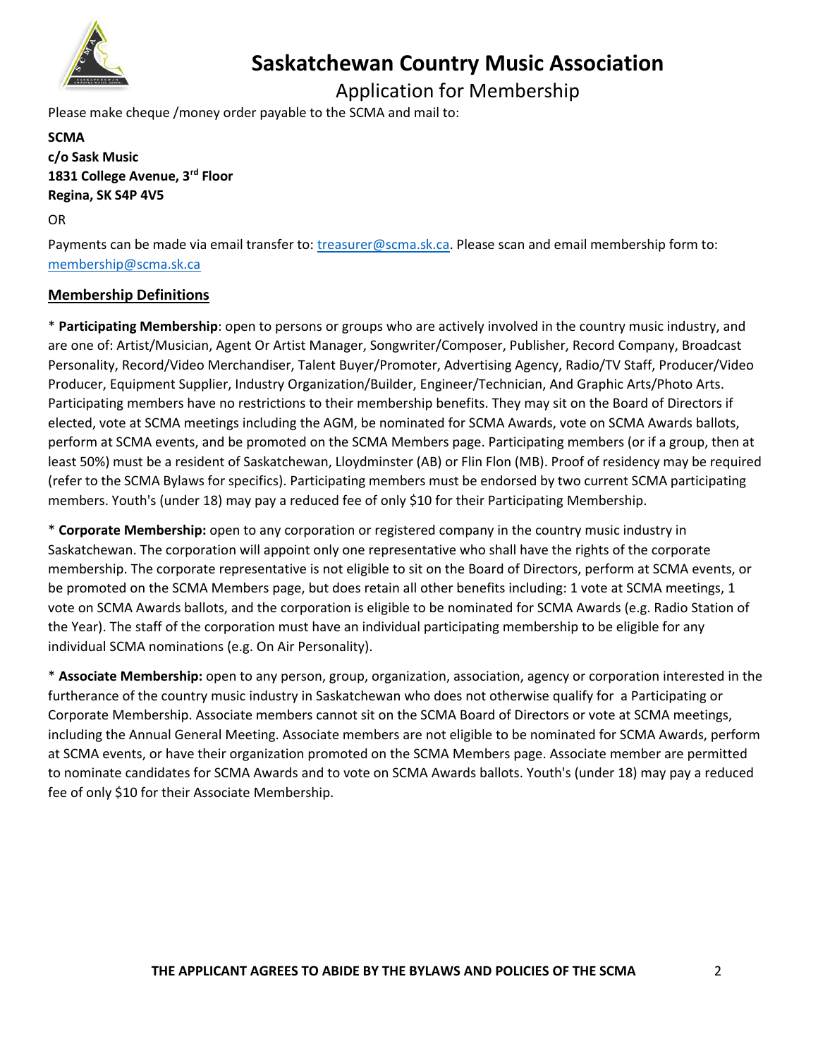# Saskatchewan Country Music Association

## Application for Membership

Please make cheque /money order payable to the SCMA and mail to:

**SCMA**
**c/o Sask Music**
**1831 College Avenue, 3rd Floor**
**Regina, SK S4P 4V5**

OR

Payments can be made via email transfer to: treasurer@scma.sk.ca. Please scan and email membership form to: membership@scma.sk.ca

## Membership Definitions

* **Participating Membership**: open to persons or groups who are actively involved in the country music industry, and are one of: Artist/Musician, Agent Or Artist Manager, Songwriter/Composer, Publisher, Record Company, Broadcast Personality, Record/Video Merchandiser, Talent Buyer/Promoter, Advertising Agency, Radio/TV Staff, Producer/Video Producer, Equipment Supplier, Industry Organization/Builder, Engineer/Technician, And Graphic Arts/Photo Arts. Participating members have no restrictions to their membership benefits. They may sit on the Board of Directors if elected, vote at SCMA meetings including the AGM, be nominated for SCMA Awards, vote on SCMA Awards ballots, perform at SCMA events, and be promoted on the SCMA Members page. Participating members (or if a group, then at least 50%) must be a resident of Saskatchewan, Lloydminster (AB) or Flin Flon (MB). Proof of residency may be required (refer to the SCMA Bylaws for specifics). Participating members must be endorsed by two current SCMA participating members. Youth's (under 18) may pay a reduced fee of only $10 for their Participating Membership.

* **Corporate Membership:** open to any corporation or registered company in the country music industry in Saskatchewan. The corporation will appoint only one representative who shall have the rights of the corporate membership. The corporate representative is not eligible to sit on the Board of Directors, perform at SCMA events, or be promoted on the SCMA Members page, but does retain all other benefits including: 1 vote at SCMA meetings, 1 vote on SCMA Awards ballots, and the corporation is eligible to be nominated for SCMA Awards (e.g. Radio Station of the Year). The staff of the corporation must have an individual participating membership to be eligible for any individual SCMA nominations (e.g. On Air Personality).

* **Associate Membership:** open to any person, group, organization, association, agency or corporation interested in the furtherance of the country music industry in Saskatchewan who does not otherwise qualify for a Participating or Corporate Membership. Associate members cannot sit on the SCMA Board of Directors or vote at SCMA meetings, including the Annual General Meeting. Associate members are not eligible to be nominated for SCMA Awards, perform at SCMA events, or have their organization promoted on the SCMA Members page. Associate member are permitted to nominate candidates for SCMA Awards and to vote on SCMA Awards ballots. Youth's (under 18) may pay a reduced fee of only $10 for their Associate Membership.

**THE APPLICANT AGREES TO ABIDE BY THE BYLAWS AND POLICIES OF THE SCMA**